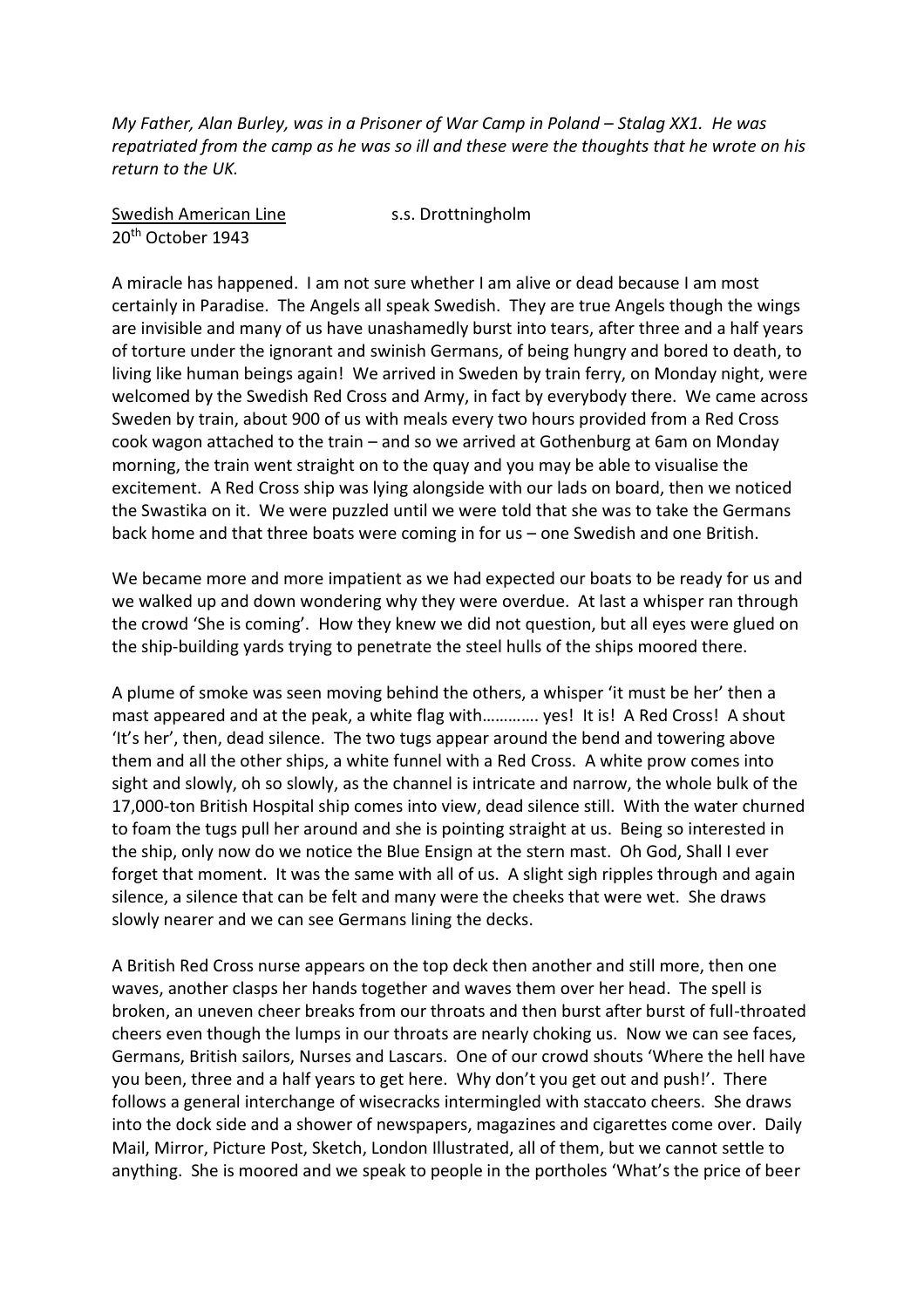*My Father, Alan Burley, was in a Prisoner of War Camp in Poland – Stalag XX1. He was repatriated from the camp as he was so ill and these were the thoughts that he wrote on his return to the UK.*

<u>Swedish American Line</u> s.s. Drottningholm
20th October 1943

A miracle has happened. I am not sure whether I am alive or dead because I am most certainly in Paradise. The Angels all speak Swedish. They are true Angels though the wings are invisible and many of us have unashamedly burst into tears, after three and a half years of torture under the ignorant and swinish Germans, of being hungry and bored to death, to living like human beings again! We arrived in Sweden by train ferry, on Monday night, were welcomed by the Swedish Red Cross and Army, in fact by everybody there. We came across Sweden by train, about 900 of us with meals every two hours provided from a Red Cross cook wagon attached to the train – and so we arrived at Gothenburg at 6am on Monday morning, the train went straight on to the quay and you may be able to visualise the excitement. A Red Cross ship was lying alongside with our lads on board, then we noticed the Swastika on it. We were puzzled until we were told that she was to take the Germans back home and that three boats were coming in for us – one Swedish and one British.

We became more and more impatient as we had expected our boats to be ready for us and we walked up and down wondering why they were overdue. At last a whisper ran through the crowd 'She is coming'. How they knew we did not question, but all eyes were glued on the ship-building yards trying to penetrate the steel hulls of the ships moored there.

A plume of smoke was seen moving behind the others, a whisper 'it must be her' then a mast appeared and at the peak, a white flag with…………. yes! It is! A Red Cross! A shout 'It's her', then, dead silence. The two tugs appear around the bend and towering above them and all the other ships, a white funnel with a Red Cross. A white prow comes into sight and slowly, oh so slowly, as the channel is intricate and narrow, the whole bulk of the 17,000-ton British Hospital ship comes into view, dead silence still. With the water churned to foam the tugs pull her around and she is pointing straight at us. Being so interested in the ship, only now do we notice the Blue Ensign at the stern mast. Oh God, Shall I ever forget that moment. It was the same with all of us. A slight sigh ripples through and again silence, a silence that can be felt and many were the cheeks that were wet. She draws slowly nearer and we can see Germans lining the decks.

A British Red Cross nurse appears on the top deck then another and still more, then one waves, another clasps her hands together and waves them over her head. The spell is broken, an uneven cheer breaks from our throats and then burst after burst of full-throated cheers even though the lumps in our throats are nearly choking us. Now we can see faces, Germans, British sailors, Nurses and Lascars. One of our crowd shouts 'Where the hell have you been, three and a half years to get here. Why don't you get out and push!'. There follows a general interchange of wisecracks intermingled with staccato cheers. She draws into the dock side and a shower of newspapers, magazines and cigarettes come over. Daily Mail, Mirror, Picture Post, Sketch, London Illustrated, all of them, but we cannot settle to anything. She is moored and we speak to people in the portholes 'What's the price of beer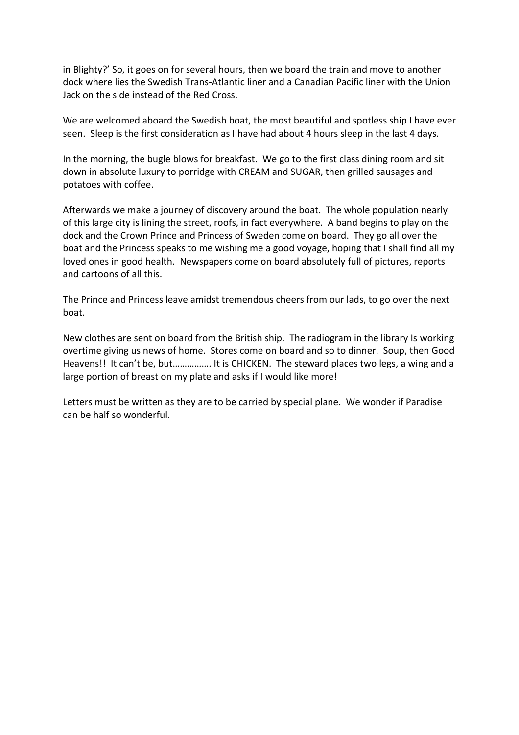in Blighty?' So, it goes on for several hours, then we board the train and move to another dock where lies the Swedish Trans-Atlantic liner and a Canadian Pacific liner with the Union Jack on the side instead of the Red Cross.

We are welcomed aboard the Swedish boat, the most beautiful and spotless ship I have ever seen. Sleep is the first consideration as I have had about 4 hours sleep in the last 4 days.

In the morning, the bugle blows for breakfast. We go to the first class dining room and sit down in absolute luxury to porridge with CREAM and SUGAR, then grilled sausages and potatoes with coffee.

Afterwards we make a journey of discovery around the boat. The whole population nearly of this large city is lining the street, roofs, in fact everywhere. A band begins to play on the dock and the Crown Prince and Princess of Sweden come on board. They go all over the boat and the Princess speaks to me wishing me a good voyage, hoping that I shall find all my loved ones in good health. Newspapers come on board absolutely full of pictures, reports and cartoons of all this.

The Prince and Princess leave amidst tremendous cheers from our lads, to go over the next boat.

New clothes are sent on board from the British ship. The radiogram in the library Is working overtime giving us news of home. Stores come on board and so to dinner. Soup, then Good Heavens!! It can't be, but……………. It is CHICKEN. The steward places two legs, a wing and a large portion of breast on my plate and asks if I would like more!

Letters must be written as they are to be carried by special plane. We wonder if Paradise can be half so wonderful.